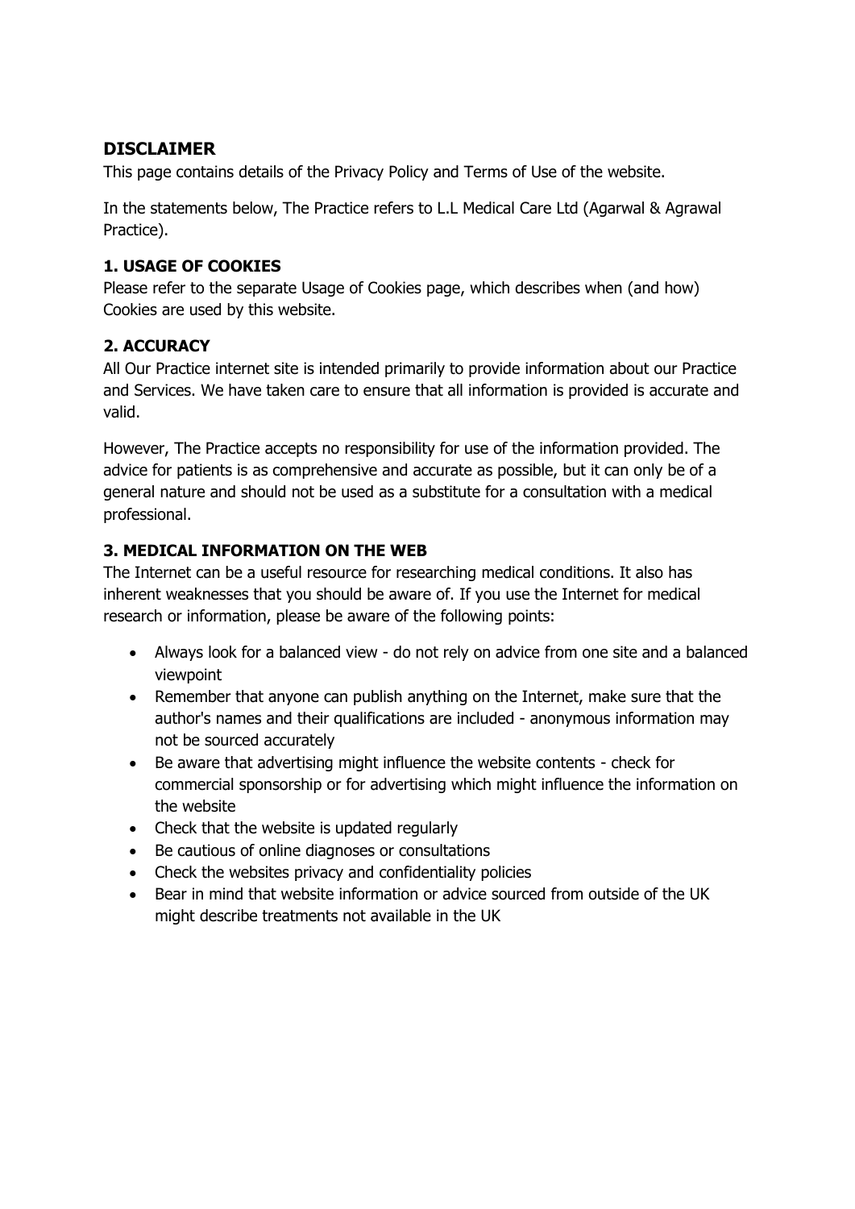## DISCLAIMER

This page contains details of the Privacy Policy and Terms of Use of the website.

In the statements below, The Practice refers to L.L Medical Care Ltd (Agarwal & Agrawal Practice).

### 1. USAGE OF COOKIES

Please refer to the separate Usage of Cookies page, which describes when (and how) Cookies are used by this website.

### 2. ACCURACY

All Our Practice internet site is intended primarily to provide information about our Practice and Services. We have taken care to ensure that all information is provided is accurate and valid.

However, The Practice accepts no responsibility for use of the information provided. The advice for patients is as comprehensive and accurate as possible, but it can only be of a general nature and should not be used as a substitute for a consultation with a medical professional.

### 3. MEDICAL INFORMATION ON THE WEB

The Internet can be a useful resource for researching medical conditions. It also has inherent weaknesses that you should be aware of. If you use the Internet for medical research or information, please be aware of the following points:

- Always look for a balanced view - do not rely on advice from one site and a balanced viewpoint
- Remember that anyone can publish anything on the Internet, make sure that the author's names and their qualifications are included - anonymous information may not be sourced accurately
- Be aware that advertising might influence the website contents - check for commercial sponsorship or for advertising which might influence the information on the website
- Check that the website is updated regularly
- Be cautious of online diagnoses or consultations
- Check the websites privacy and confidentiality policies
- Bear in mind that website information or advice sourced from outside of the UK might describe treatments not available in the UK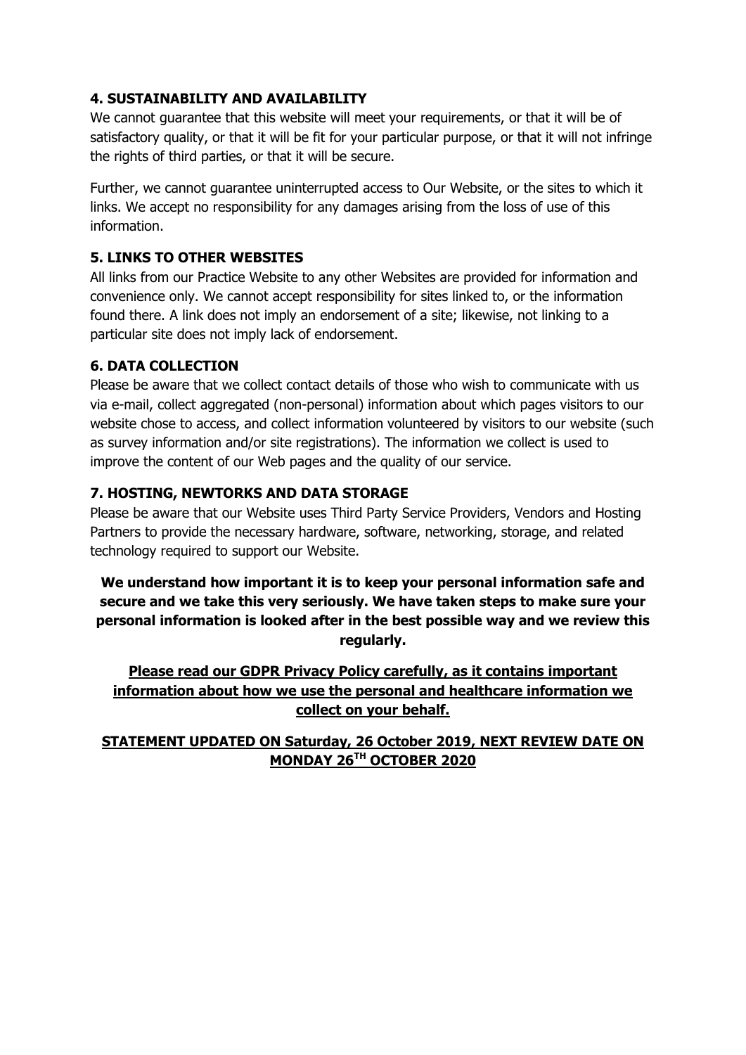### 4. SUSTAINABILITY AND AVAILABILITY

We cannot guarantee that this website will meet your requirements, or that it will be of satisfactory quality, or that it will be fit for your particular purpose, or that it will not infringe the rights of third parties, or that it will be secure.

Further, we cannot guarantee uninterrupted access to Our Website, or the sites to which it links. We accept no responsibility for any damages arising from the loss of use of this information.

### 5. LINKS TO OTHER WEBSITES

All links from our Practice Website to any other Websites are provided for information and convenience only. We cannot accept responsibility for sites linked to, or the information found there. A link does not imply an endorsement of a site; likewise, not linking to a particular site does not imply lack of endorsement.

### 6. DATA COLLECTION

Please be aware that we collect contact details of those who wish to communicate with us via e-mail, collect aggregated (non-personal) information about which pages visitors to our website chose to access, and collect information volunteered by visitors to our website (such as survey information and/or site registrations). The information we collect is used to improve the content of our Web pages and the quality of our service.

### 7. HOSTING, NEWTORKS AND DATA STORAGE

Please be aware that our Website uses Third Party Service Providers, Vendors and Hosting Partners to provide the necessary hardware, software, networking, storage, and related technology required to support our Website.

**We understand how important it is to keep your personal information safe and secure and we take this very seriously. We have taken steps to make sure your personal information is looked after in the best possible way and we review this regularly.**

**Please read our GDPR Privacy Policy carefully, as it contains important information about how we use the personal and healthcare information we collect on your behalf.**

**STATEMENT UPDATED ON Saturday, 26 October 2019, NEXT REVIEW DATE ON MONDAY 26TH OCTOBER 2020**